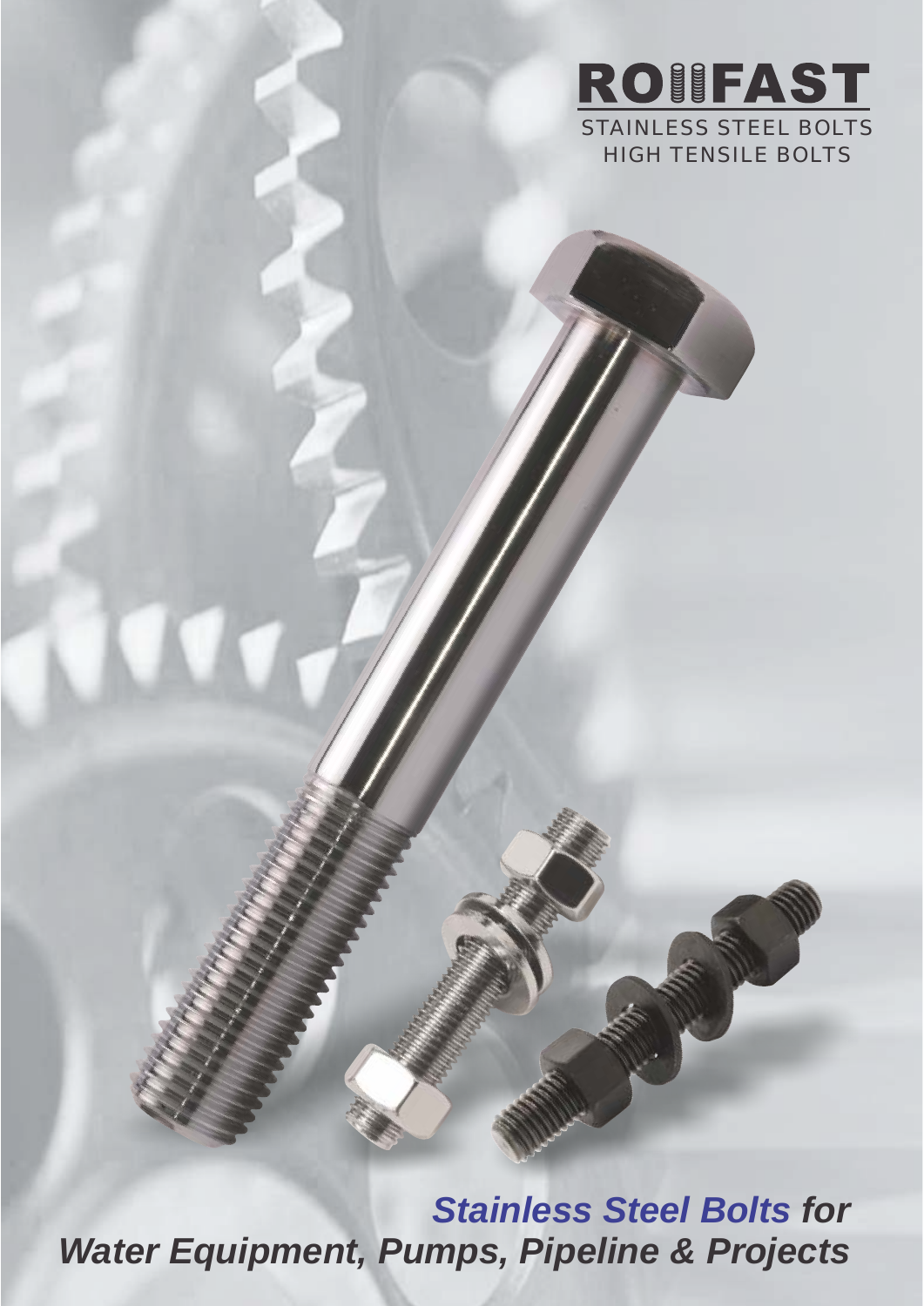# ROFFAST

STAINLESS STEEL BOLTS
HIGH TENSILE BOLTS

***Stainless Steel Bolts for Water Equipment, Pumps, Pipeline & Projects***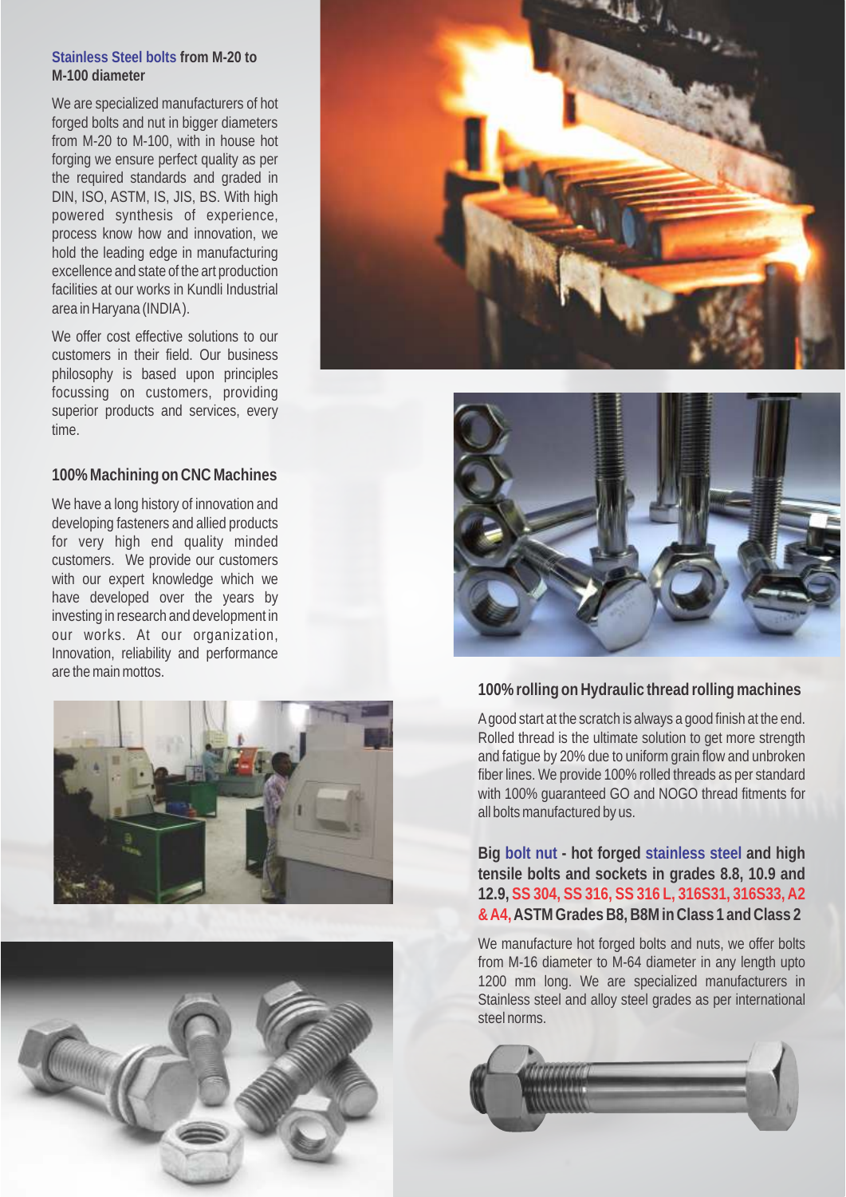## Stainless Steel bolts from M-20 to M-100 diameter

We are specialized manufacturers of hot forged bolts and nut in bigger diameters from M-20 to M-100, with in house hot forging we ensure perfect quality as per the required standards and graded in DIN, ISO, ASTM, IS, JIS, BS. With high powered synthesis of experience, process know how and innovation, we hold the leading edge in manufacturing excellence and state of the art production facilities at our works in Kundli Industrial area in Haryana (INDIA).

We offer cost effective solutions to our customers in their field. Our business philosophy is based upon principles focussing on customers, providing superior products and services, every time.

## 100% Machining on CNC Machines

We have a long history of innovation and developing fasteners and allied products for very high end quality minded customers. We provide our customers with our expert knowledge which we have developed over the years by investing in research and development in our works. At our organization, Innovation, reliability and performance are the main mottos.

## 100% rolling on Hydraulic thread rolling machines

A good start at the scratch is always a good finish at the end. Rolled thread is the ultimate solution to get more strength and fatigue by 20% due to uniform grain flow and unbroken fiber lines. We provide 100% rolled threads as per standard with 100% guaranteed GO and NOGO thread fitments for all bolts manufactured by us.

## Big bolt nut - hot forged stainless steel and high tensile bolts and sockets in grades 8.8, 10.9 and 12.9, SS 304, SS 316, SS 316 L, 316S31, 316S33, A2 & A4, ASTM Grades B8, B8M in Class 1 and Class 2

We manufacture hot forged bolts and nuts, we offer bolts from M-16 diameter to M-64 diameter in any length upto 1200 mm long. We are specialized manufacturers in Stainless steel and alloy steel grades as per international steel norms.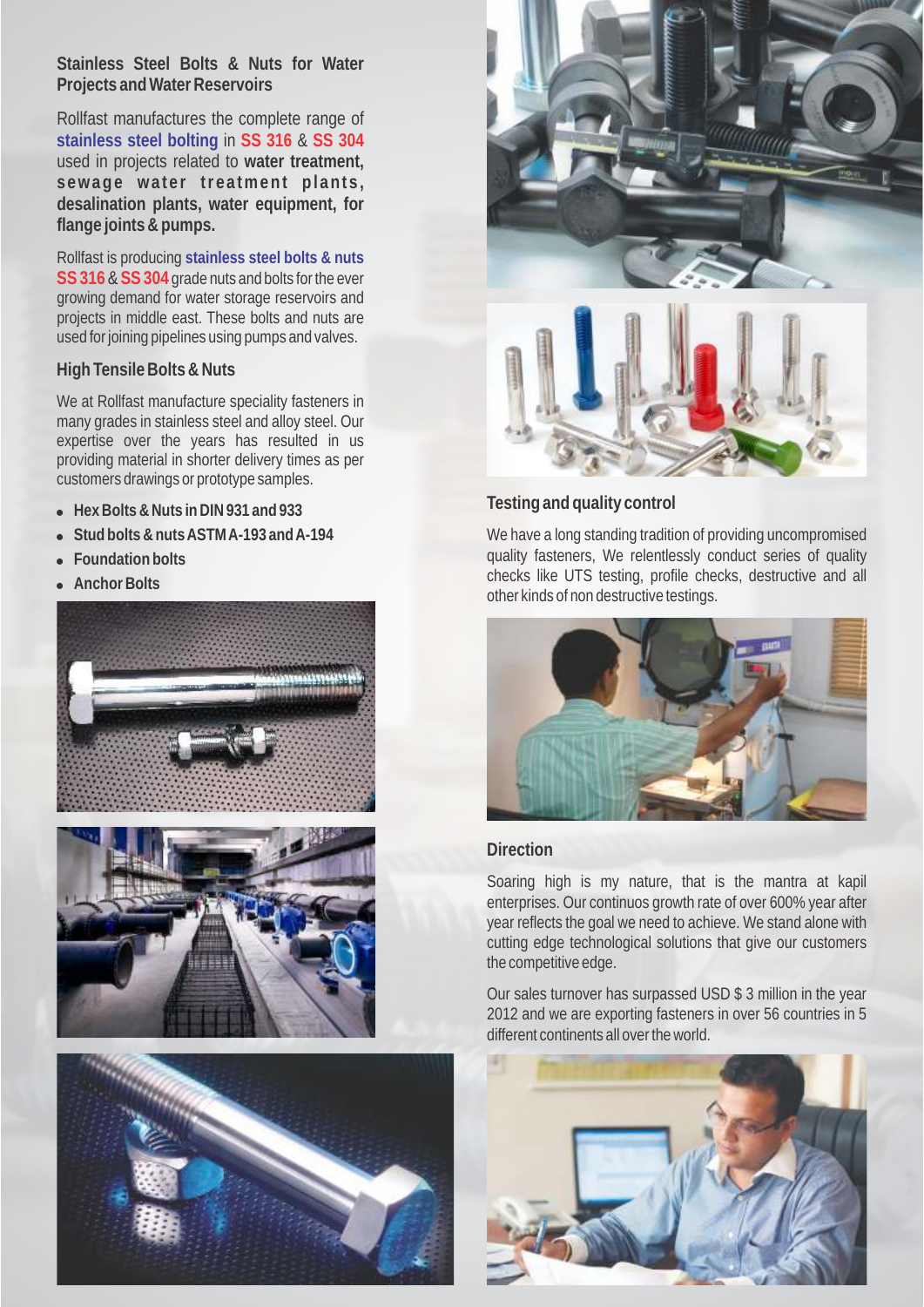## Stainless Steel Bolts & Nuts for Water Projects and Water Reservoirs

Rollfast manufactures the complete range of **stainless steel bolting** in **SS 316** & **SS 304** used in projects related to **water treatment, sewage water treatment plants, desalination plants, water equipment, for flange joints & pumps.**

Rollfast is producing **stainless steel bolts & nuts SS 316** & **SS 304** grade nuts and bolts for the ever growing demand for water storage reservoirs and projects in middle east. These bolts and nuts are used for joining pipelines using pumps and valves.

## High Tensile Bolts & Nuts

We at Rollfast manufacture speciality fasteners in many grades in stainless steel and alloy steel. Our expertise over the years has resulted in us providing material in shorter delivery times as per customers drawings or prototype samples.

- **Hex Bolts & Nuts in DIN 931 and 933**
- **Stud bolts & nuts ASTM A-193 and A-194**
- **Foundation bolts**
- **Anchor Bolts**

## Testing and quality control

We have a long standing tradition of providing uncompromised quality fasteners, We relentlessly conduct series of quality checks like UTS testing, profile checks, destructive and all other kinds of non destructive testings.

## Direction

Soaring high is my nature, that is the mantra at kapil enterprises. Our continuos growth rate of over 600% year after year reflects the goal we need to achieve. We stand alone with cutting edge technological solutions that give our customers the competitive edge.

Our sales turnover has surpassed USD $ 3 million in the year 2012 and we are exporting fasteners in over 56 countries in 5 different continents all over the world.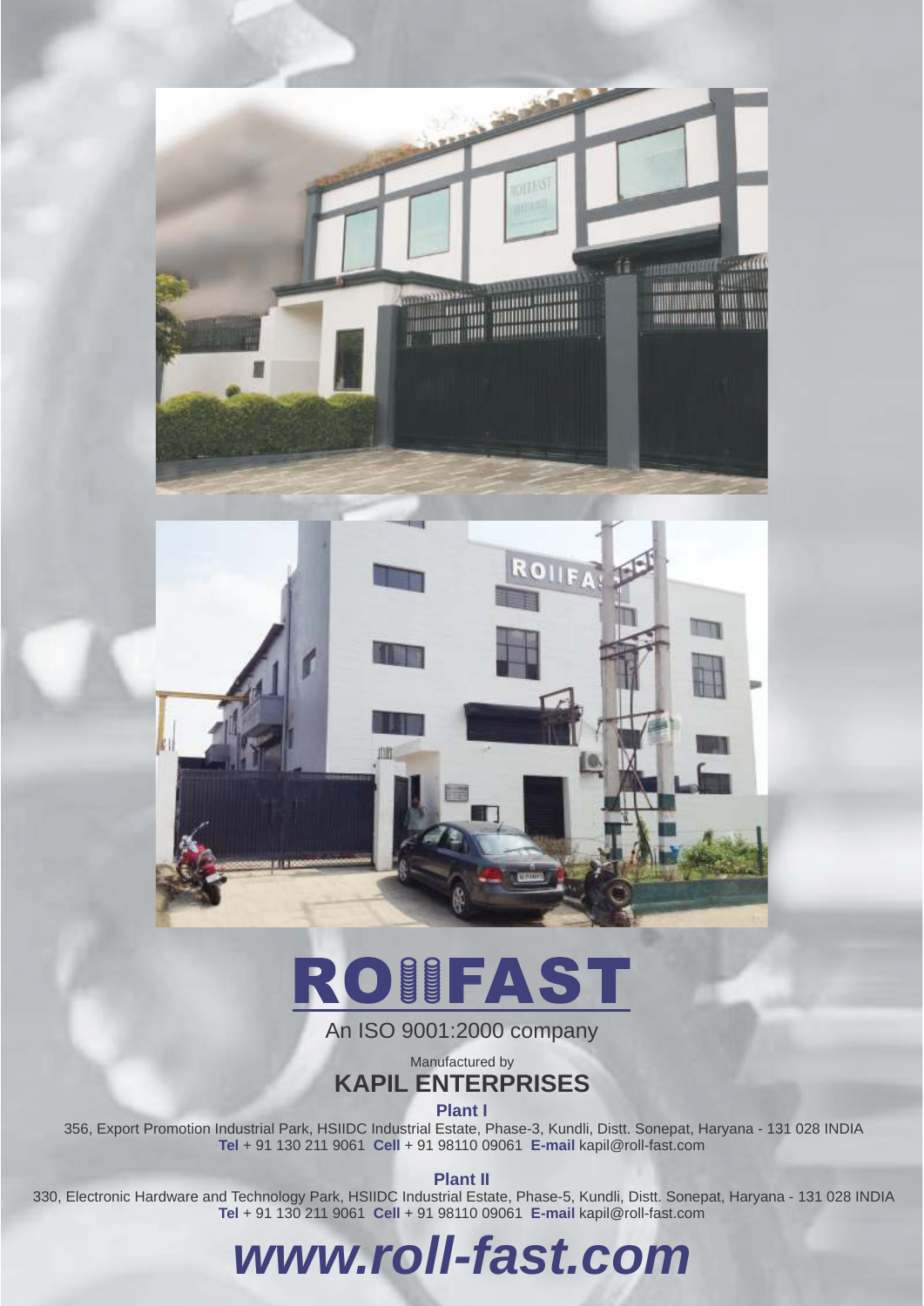# ROLLFAST

An ISO 9001:2000 company

Manufactured by

## KAPIL ENTERPRISES

**Plant I**

356, Export Promotion Industrial Park, HSIIDC Industrial Estate, Phase-3, Kundli, Distt. Sonepat, Haryana - 131 028 INDIA
**Tel** + 91 130 211 9061 **Cell** + 91 98110 09061 **E-mail** kapil@roll-fast.com

**Plant II**

330, Electronic Hardware and Technology Park, HSIIDC Industrial Estate, Phase-5, Kundli, Distt. Sonepat, Haryana - 131 028 INDIA
**Tel** + 91 130 211 9061 **Cell** + 91 98110 09061 **E-mail** kapil@roll-fast.com

***www.roll-fast.com***